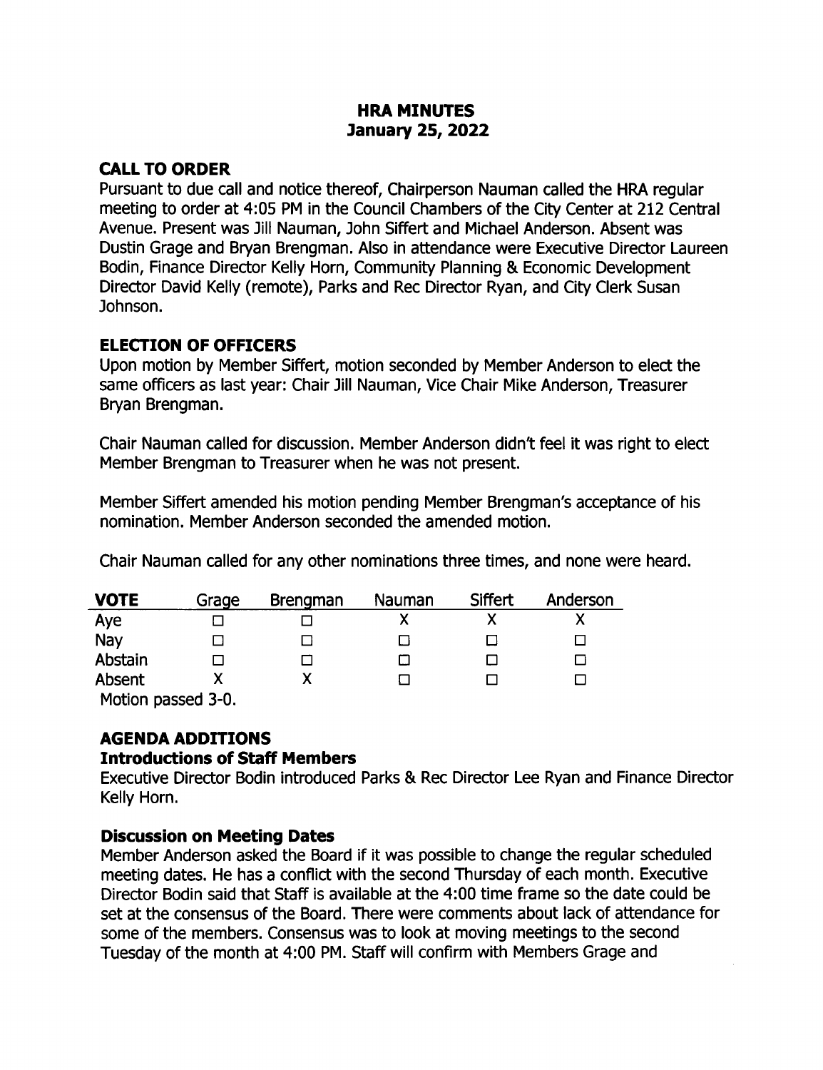# HRA MINUTES
## January 25, 2022

### CALL TO ORDER

Pursuant to due call and notice thereof, Chairperson Nauman called the HRA regular meeting to order at 4:05 PM in the Council Chambers of the City Center at 212 Central Avenue. Present was Jill Nauman, John Siffert and Michael Anderson. Absent was Dustin Grage and Bryan Brengman. Also in attendance were Executive Director Laureen Bodin, Finance Director Kelly Horn, Community Planning & Economic Development Director David Kelly (remote), Parks and Rec Director Ryan, and City Clerk Susan Johnson.

### ELECTION OF OFFICERS

Upon motion by Member Siffert, motion seconded by Member Anderson to elect the same officers as last year: Chair Jill Nauman, Vice Chair Mike Anderson, Treasurer Bryan Brengman.

Chair Nauman called for discussion. Member Anderson didn't feel it was right to elect Member Brengman to Treasurer when he was not present.

Member Siffert amended his motion pending Member Brengman's acceptance of his nomination. Member Anderson seconded the amended motion.

Chair Nauman called for any other nominations three times, and none were heard.

| VOTE | Grage | Brengman | Nauman | Siffert | Anderson |
|---|---|---|---|---|---|
| Aye | ☐ | ☐ | X | X | X |
| Nay | ☐ | ☐ | ☐ | ☐ | ☐ |
| Abstain | ☐ | ☐ | ☐ | ☐ | ☐ |
| Absent | X | X | ☐ | ☐ | ☐ |

Motion passed 3-0.

### AGENDA ADDITIONS

#### Introductions of Staff Members

Executive Director Bodin introduced Parks & Rec Director Lee Ryan and Finance Director Kelly Horn.

#### Discussion on Meeting Dates

Member Anderson asked the Board if it was possible to change the regular scheduled meeting dates. He has a conflict with the second Thursday of each month. Executive Director Bodin said that Staff is available at the 4:00 time frame so the date could be set at the consensus of the Board. There were comments about lack of attendance for some of the members. Consensus was to look at moving meetings to the second Tuesday of the month at 4:00 PM. Staff will confirm with Members Grage and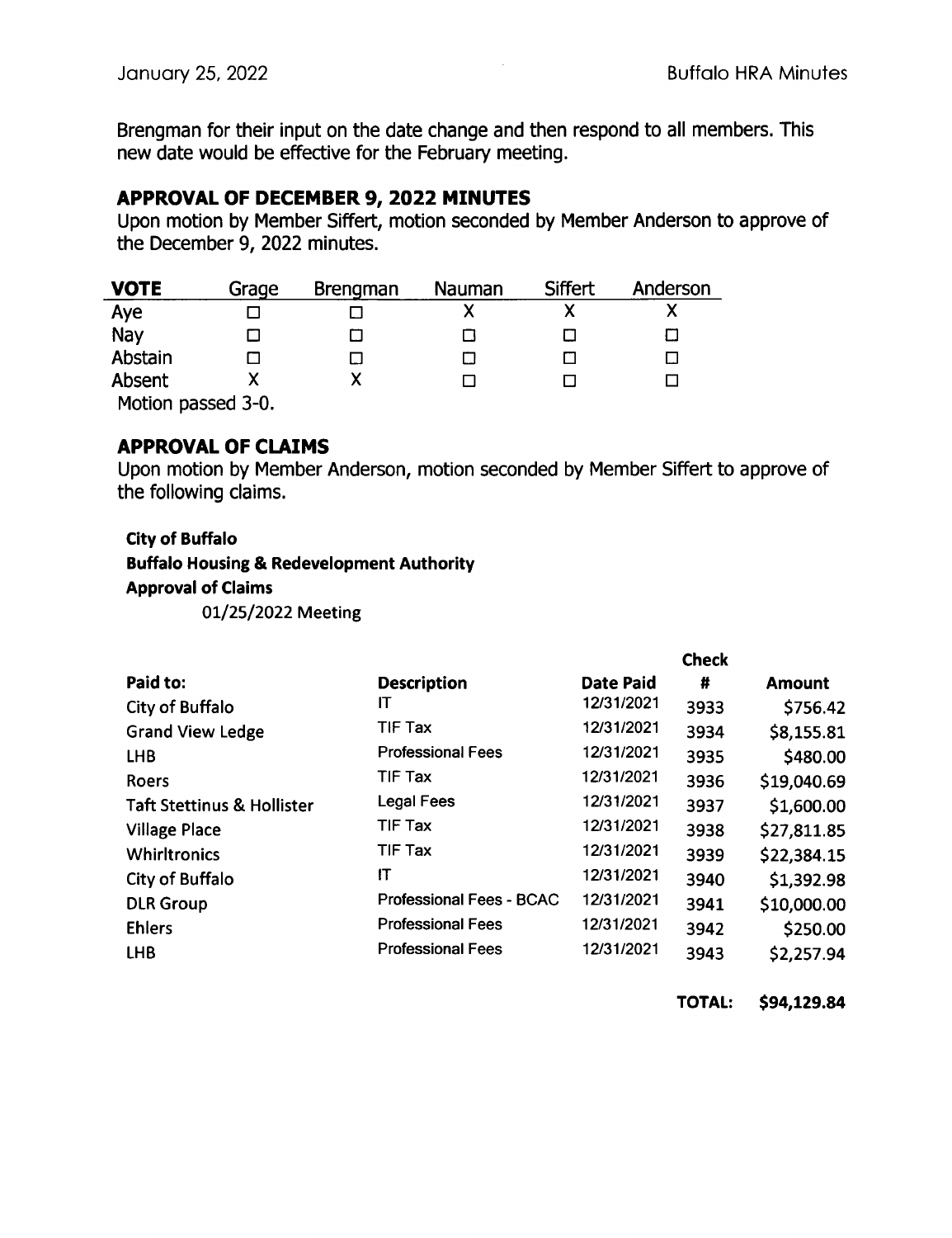Brengman for their input on the date change and then respond to all members. This new date would be effective for the February meeting.

## APPROVAL OF DECEMBER 9, 2022 MINUTES

Upon motion by Member Siffert, motion seconded by Member Anderson to approve of the December 9, 2022 minutes.

| VOTE | Grage | Brengman | Nauman | Siffert | Anderson |
|---|---|---|---|---|---|
| Aye | ☐ | ☐ | X | X | X |
| Nay | ☐ | ☐ | ☐ | ☐ | ☐ |
| Abstain | ☐ | ☐ | ☐ | ☐ | ☐ |
| Absent | X | X | ☐ | ☐ | ☐ |

Motion passed 3-0.

## APPROVAL OF CLAIMS

Upon motion by Member Anderson, motion seconded by Member Siffert to approve of the following claims.

**City of Buffalo**
**Buffalo Housing & Redevelopment Authority**
**Approval of Claims**
01/25/2022 Meeting

| Paid to: | Description | Date Paid | Check # | Amount |
|---|---|---|---|---|
| City of Buffalo | IT | 12/31/2021 | 3933 | $756.42 |
| Grand View Ledge | TIF Tax | 12/31/2021 | 3934 | $8,155.81 |
| LHB | Professional Fees | 12/31/2021 | 3935 | $480.00 |
| Roers | TIF Tax | 12/31/2021 | 3936 | $19,040.69 |
| Taft Stettinus & Hollister | Legal Fees | 12/31/2021 | 3937 | $1,600.00 |
| Village Place | TIF Tax | 12/31/2021 | 3938 | $27,811.85 |
| Whirltronics | TIF Tax | 12/31/2021 | 3939 | $22,384.15 |
| City of Buffalo | IT | 12/31/2021 | 3940 | $1,392.98 |
| DLR Group | Professional Fees - BCAC | 12/31/2021 | 3941 | $10,000.00 |
| Ehlers | Professional Fees | 12/31/2021 | 3942 | $250.00 |
| LHB | Professional Fees | 12/31/2021 | 3943 | $2,257.94 |
| | | | **TOTAL:** | **$94,129.84** |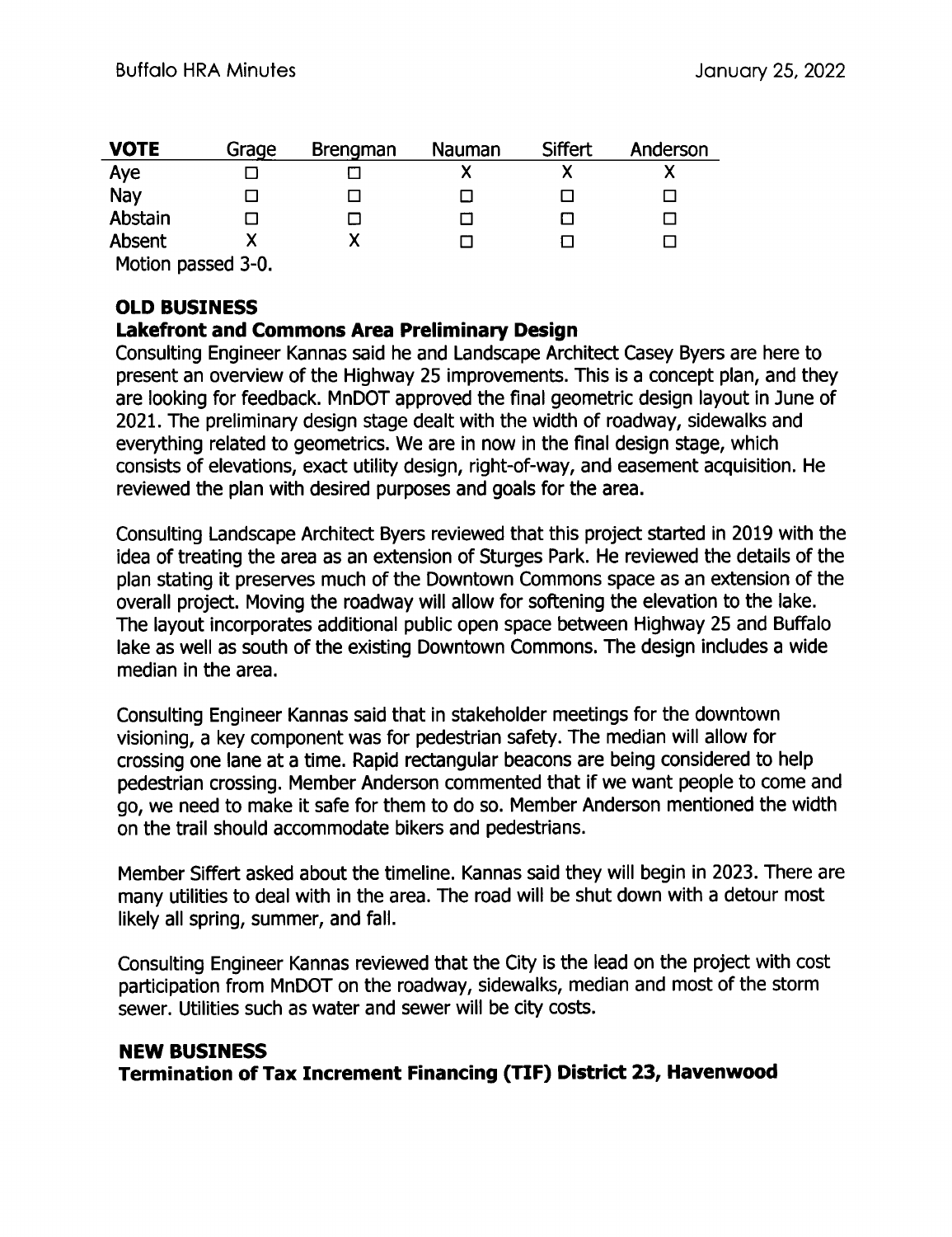| VOTE | Grage | Brengman | Nauman | Siffert | Anderson |
|---|---|---|---|---|---|
| Aye | ☐ | ☐ | X | X | X |
| Nay | ☐ | ☐ | ☐ | ☐ | ☐ |
| Abstain | ☐ | ☐ | ☐ | ☐ | ☐ |
| Absent | X | X | ☐ | ☐ | ☐ |

Motion passed 3-0.

## OLD BUSINESS

### Lakefront and Commons Area Preliminary Design

Consulting Engineer Kannas said he and Landscape Architect Casey Byers are here to present an overview of the Highway 25 improvements. This is a concept plan, and they are looking for feedback. MnDOT approved the final geometric design layout in June of 2021. The preliminary design stage dealt with the width of roadway, sidewalks and everything related to geometrics. We are in now in the final design stage, which consists of elevations, exact utility design, right-of-way, and easement acquisition. He reviewed the plan with desired purposes and goals for the area.

Consulting Landscape Architect Byers reviewed that this project started in 2019 with the idea of treating the area as an extension of Sturges Park. He reviewed the details of the plan stating it preserves much of the Downtown Commons space as an extension of the overall project. Moving the roadway will allow for softening the elevation to the lake. The layout incorporates additional public open space between Highway 25 and Buffalo lake as well as south of the existing Downtown Commons. The design includes a wide median in the area.

Consulting Engineer Kannas said that in stakeholder meetings for the downtown visioning, a key component was for pedestrian safety. The median will allow for crossing one lane at a time. Rapid rectangular beacons are being considered to help pedestrian crossing. Member Anderson commented that if we want people to come and go, we need to make it safe for them to do so. Member Anderson mentioned the width on the trail should accommodate bikers and pedestrians.

Member Siffert asked about the timeline. Kannas said they will begin in 2023. There are many utilities to deal with in the area. The road will be shut down with a detour most likely all spring, summer, and fall.

Consulting Engineer Kannas reviewed that the City is the lead on the project with cost participation from MnDOT on the roadway, sidewalks, median and most of the storm sewer. Utilities such as water and sewer will be city costs.

## NEW BUSINESS

### Termination of Tax Increment Financing (TIF) District 23, Havenwood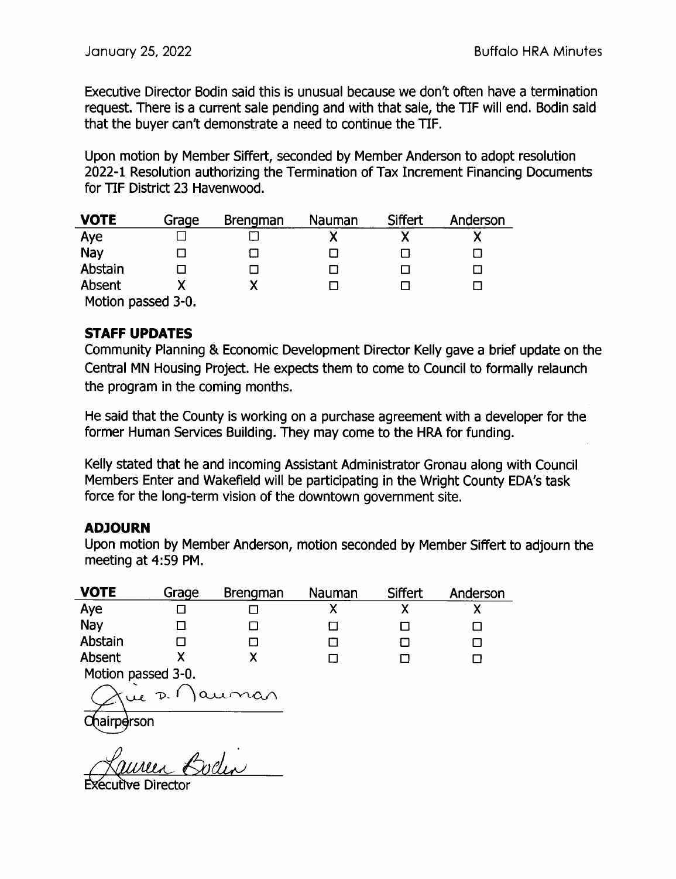Executive Director Bodin said this is unusual because we don't often have a termination request. There is a current sale pending and with that sale, the TIF will end. Bodin said that the buyer can't demonstrate a need to continue the TIF.

Upon motion by Member Siffert, seconded by Member Anderson to adopt resolution 2022-1 Resolution authorizing the Termination of Tax Increment Financing Documents for TIF District 23 Havenwood.

| VOTE | Grage | Brengman | Nauman | Siffert | Anderson |
|---|---|---|---|---|---|
| Aye | ☐ | ☐ | X | X | X |
| Nay | ☐ | ☐ | ☐ | ☐ | ☐ |
| Abstain | ☐ | ☐ | ☐ | ☐ | ☐ |
| Absent | X | X | ☐ | ☐ | ☐ |

Motion passed 3-0.

## STAFF UPDATES

Community Planning & Economic Development Director Kelly gave a brief update on the Central MN Housing Project. He expects them to come to Council to formally relaunch the program in the coming months.

He said that the County is working on a purchase agreement with a developer for the former Human Services Building. They may come to the HRA for funding.

Kelly stated that he and incoming Assistant Administrator Gronau along with Council Members Enter and Wakefield will be participating in the Wright County EDA's task force for the long-term vision of the downtown government site.

## ADJOURN

Upon motion by Member Anderson, motion seconded by Member Siffert to adjourn the meeting at 4:59 PM.

| VOTE | Grage | Brengman | Nauman | Siffert | Anderson |
|---|---|---|---|---|---|
| Aye | ☐ | ☐ | X | X | X |
| Nay | ☐ | ☐ | ☐ | ☐ | ☐ |
| Abstain | ☐ | ☐ | ☐ | ☐ | ☐ |
| Absent | X | X | ☐ | ☐ | ☐ |

Motion passed 3-0.

Sue D. Nauman

Chairperson

Lauren Bodin

Executive Director